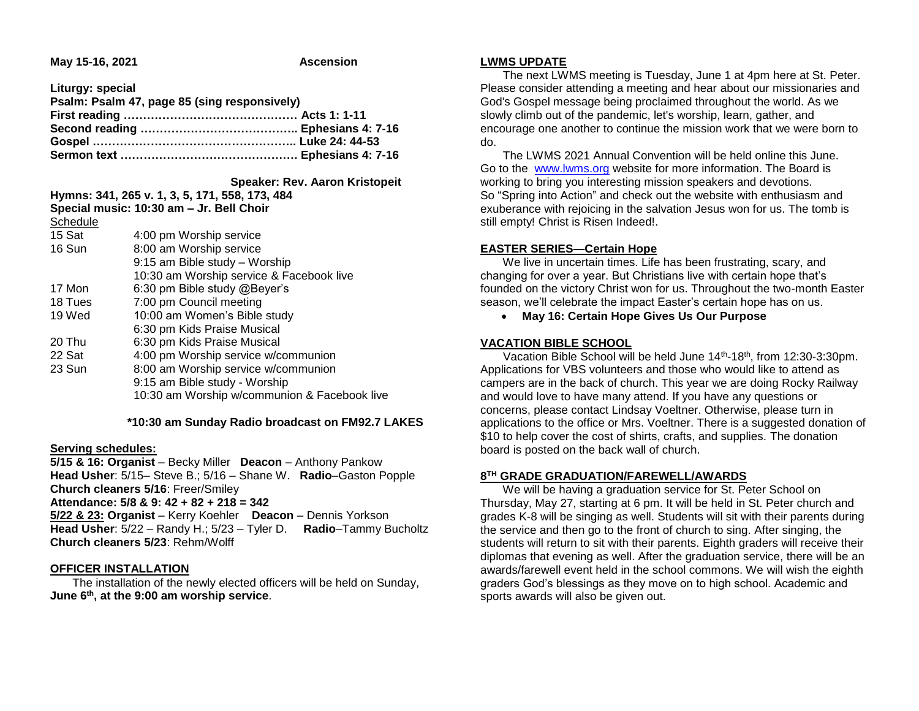**May 15-16, 2021** **Ascension**

**Liturgy: special**
**Psalm: Psalm 47, page 85 (sing responsively)**
**First reading ……………………………………… Acts 1: 1-11**
**Second reading ………………………………….. Ephesians 4: 7-16**
**Gospel …………………………………………….. Luke 24: 44-53**
**Sermon text ………………………………………. Ephesians 4: 7-16**

**Speaker: Rev. Aaron Kristopeit**

**Hymns: 341, 265 v. 1, 3, 5, 171, 558, 173, 484**
**Special music: 10:30 am – Jr. Bell Choir**

Schedule

| | |
|---|---|
| 15 Sat | 4:00 pm Worship service |
| 16 Sun | 8:00 am Worship service |
| | 9:15 am Bible study – Worship |
| | 10:30 am Worship service & Facebook live |
| 17 Mon | 6:30 pm Bible study @Beyer's |
| 18 Tues | 7:00 pm Council meeting |
| 19 Wed | 10:00 am Women's Bible study |
| | 6:30 pm Kids Praise Musical |
| 20 Thu | 6:30 pm Kids Praise Musical |
| 22 Sat | 4:00 pm Worship service w/communion |
| 23 Sun | 8:00 am Worship service w/communion |
| | 9:15 am Bible study - Worship |
| | 10:30 am Worship w/communion & Facebook live |

**\*10:30 am Sunday Radio broadcast on FM92.7 LAKES**

**Serving schedules:**

**5/15 & 16: Organist** – Becky Miller **Deacon** – Anthony Pankow
**Head Usher**: 5/15– Steve B.; 5/16 – Shane W. **Radio**–Gaston Popple
**Church cleaners 5/16**: Freer/Smiley
**Attendance: 5/8 & 9: 42 + 82 + 218 = 342**
**5/22 & 23: Organist** – Kerry Koehler **Deacon** – Dennis Yorkson
**Head Usher**: 5/22 – Randy H.; 5/23 – Tyler D. **Radio**–Tammy Bucholtz
**Church cleaners 5/23**: Rehm/Wolff

## OFFICER INSTALLATION

The installation of the newly elected officers will be held on Sunday, **June 6th, at the 9:00 am worship service**.

## LWMS UPDATE

The next LWMS meeting is Tuesday, June 1 at 4pm here at St. Peter. Please consider attending a meeting and hear about our missionaries and God's Gospel message being proclaimed throughout the world. As we slowly climb out of the pandemic, let's worship, learn, gather, and encourage one another to continue the mission work that we were born to do.

The LWMS 2021 Annual Convention will be held online this June. Go to the www.lwms.org website for more information. The Board is working to bring you interesting mission speakers and devotions. So "Spring into Action" and check out the website with enthusiasm and exuberance with rejoicing in the salvation Jesus won for us. The tomb is still empty! Christ is Risen Indeed!.

## EASTER SERIES—Certain Hope

We live in uncertain times. Life has been frustrating, scary, and changing for over a year. But Christians live with certain hope that's founded on the victory Christ won for us. Throughout the two-month Easter season, we'll celebrate the impact Easter's certain hope has on us.

- **May 16: Certain Hope Gives Us Our Purpose**

## VACATION BIBLE SCHOOL

Vacation Bible School will be held June 14th-18th, from 12:30-3:30pm. Applications for VBS volunteers and those who would like to attend as campers are in the back of church. This year we are doing Rocky Railway and would love to have many attend. If you have any questions or concerns, please contact Lindsay Voeltner. Otherwise, please turn in applications to the office or Mrs. Voeltner. There is a suggested donation of $10 to help cover the cost of shirts, crafts, and supplies. The donation board is posted on the back wall of church.

## 8TH GRADE GRADUATION/FAREWELL/AWARDS

We will be having a graduation service for St. Peter School on Thursday, May 27, starting at 6 pm. It will be held in St. Peter church and grades K-8 will be singing as well. Students will sit with their parents during the service and then go to the front of church to sing. After singing, the students will return to sit with their parents. Eighth graders will receive their diplomas that evening as well. After the graduation service, there will be an awards/farewell event held in the school commons. We will wish the eighth graders God's blessings as they move on to high school. Academic and sports awards will also be given out.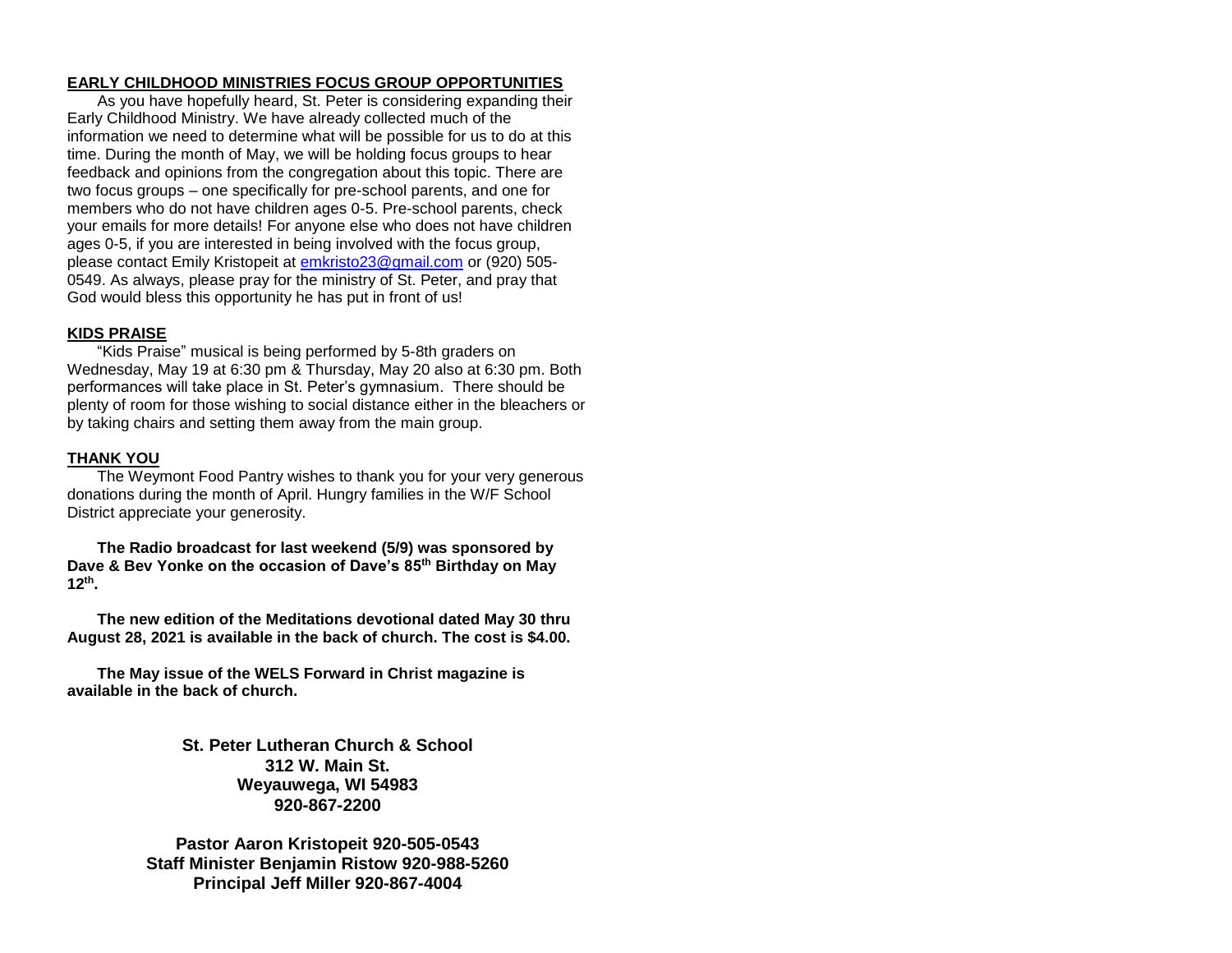## EARLY CHILDHOOD MINISTRIES FOCUS GROUP OPPORTUNITIES

As you have hopefully heard, St. Peter is considering expanding their Early Childhood Ministry. We have already collected much of the information we need to determine what will be possible for us to do at this time. During the month of May, we will be holding focus groups to hear feedback and opinions from the congregation about this topic. There are two focus groups – one specifically for pre-school parents, and one for members who do not have children ages 0-5. Pre-school parents, check your emails for more details! For anyone else who does not have children ages 0-5, if you are interested in being involved with the focus group, please contact Emily Kristopeit at emkristo23@gmail.com or (920) 505-0549. As always, please pray for the ministry of St. Peter, and pray that God would bless this opportunity he has put in front of us!

## KIDS PRAISE

"Kids Praise" musical is being performed by 5-8th graders on Wednesday, May 19 at 6:30 pm & Thursday, May 20 also at 6:30 pm. Both performances will take place in St. Peter's gymnasium. There should be plenty of room for those wishing to social distance either in the bleachers or by taking chairs and setting them away from the main group.

## THANK YOU

The Weymont Food Pantry wishes to thank you for your very generous donations during the month of April. Hungry families in the W/F School District appreciate your generosity.

**The Radio broadcast for last weekend (5/9) was sponsored by Dave & Bev Yonke on the occasion of Dave's 85th Birthday on May 12th.**

**The new edition of the Meditations devotional dated May 30 thru August 28, 2021 is available in the back of church. The cost is $4.00.**

**The May issue of the WELS Forward in Christ magazine is available in the back of church.**

**St. Peter Lutheran Church & School**
**312 W. Main St.**
**Weyauwega, WI 54983**
**920-867-2200**

**Pastor Aaron Kristopeit 920-505-0543**
**Staff Minister Benjamin Ristow 920-988-5260**
**Principal Jeff Miller 920-867-4004**